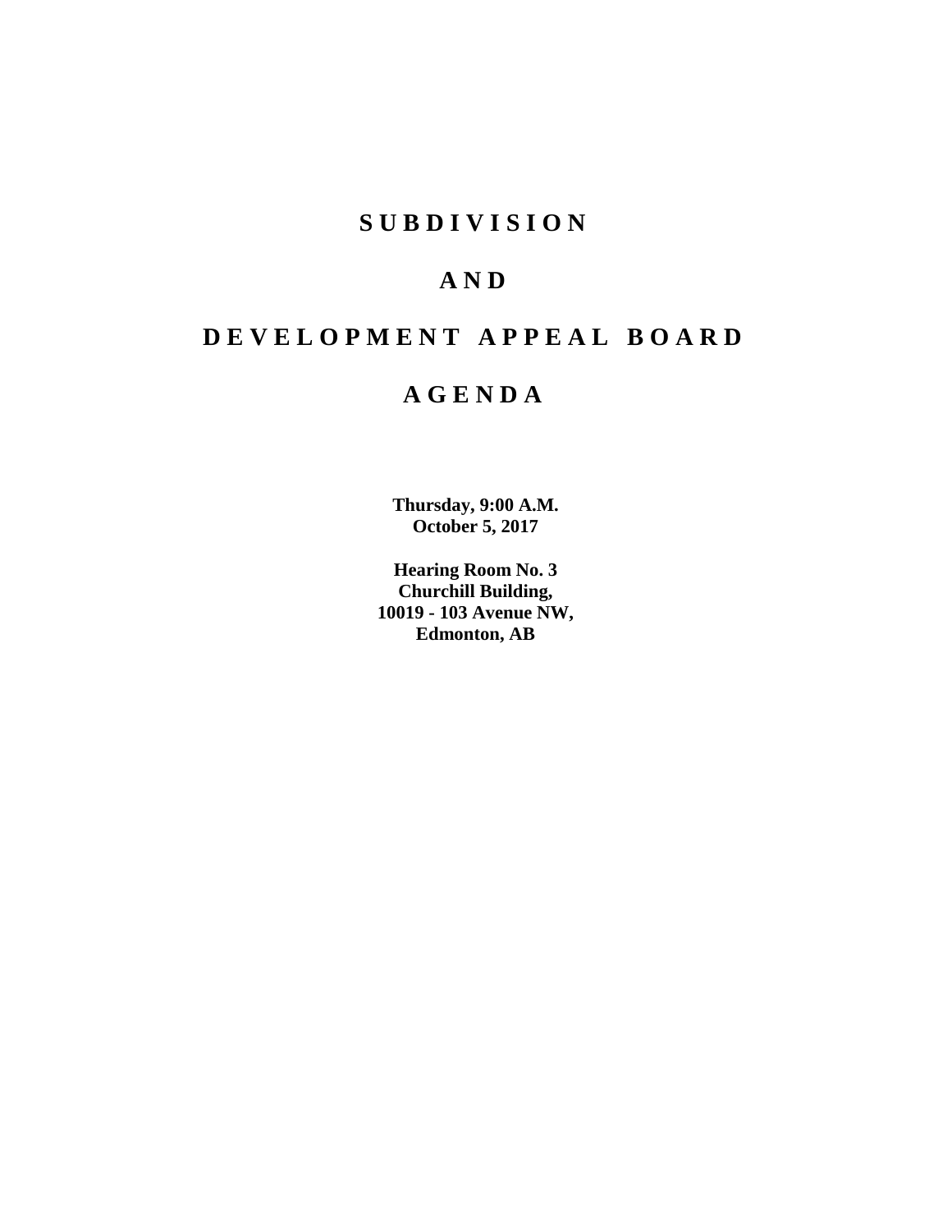# S U B D I V I S I O N

# A N D

# D E V E L O P M E N T A P P E A L B O A R D

# A G E N D A

**Thursday, 9:00 A.M.**
**October 5, 2017**

**Hearing Room No. 3**
**Churchill Building,**
**10019 - 103 Avenue NW,**
**Edmonton, AB**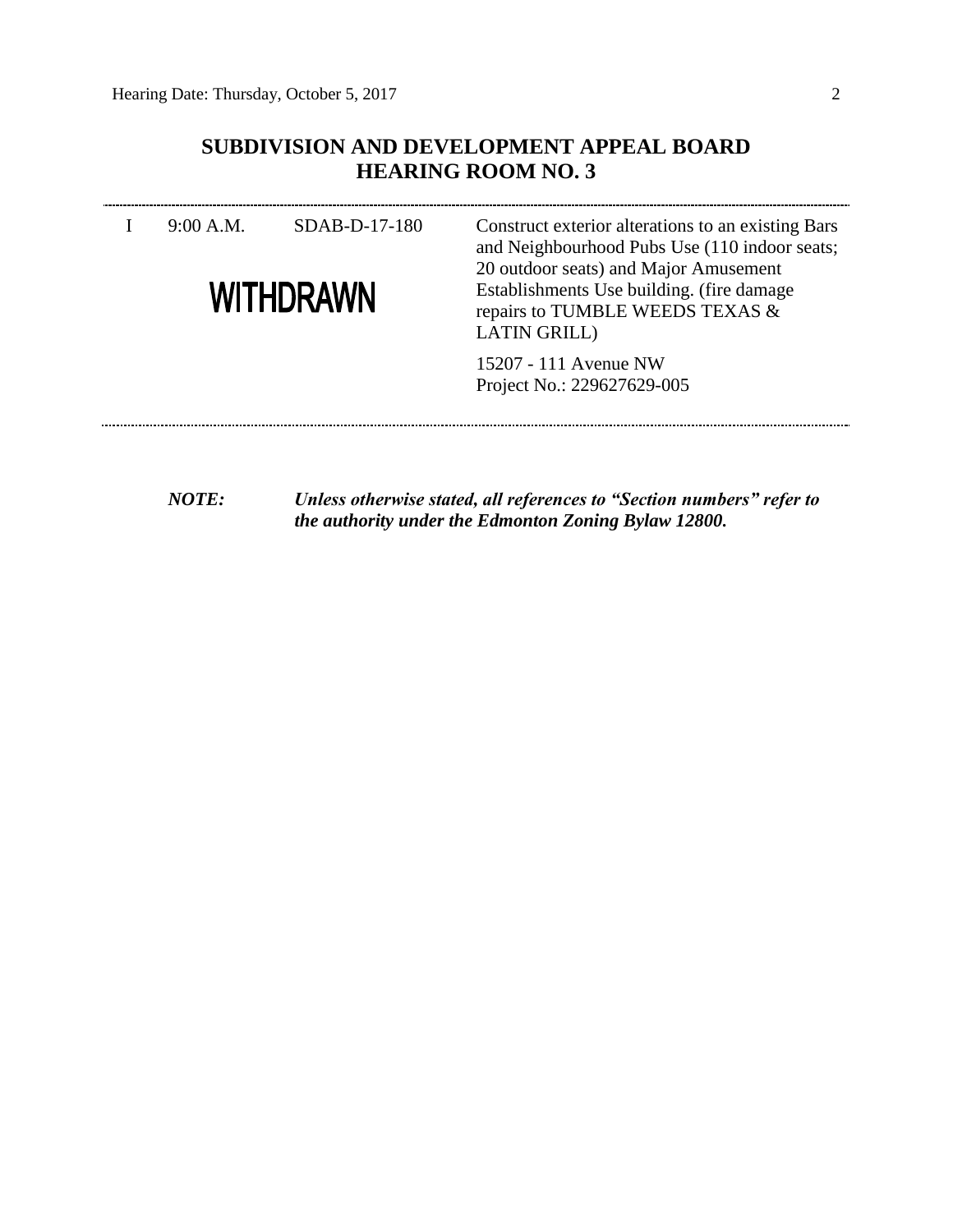## SUBDIVISION AND DEVELOPMENT APPEAL BOARD
## HEARING ROOM NO. 3

| | | | |
|---|---|---|---|
| I | 9:00 A.M. | SDAB-D-17-180 | Construct exterior alterations to an existing Bars and Neighbourhood Pubs Use (110 indoor seats; 20 outdoor seats) and Major Amusement Establishments Use building. (fire damage repairs to TUMBLE WEEDS TEXAS & LATIN GRILL) |
| | **WITHDRAWN** | | 15207 - 111 Avenue NW<br>Project No.: 229627629-005 |

***NOTE:*** ***Unless otherwise stated, all references to "Section numbers" refer to the authority under the Edmonton Zoning Bylaw 12800.***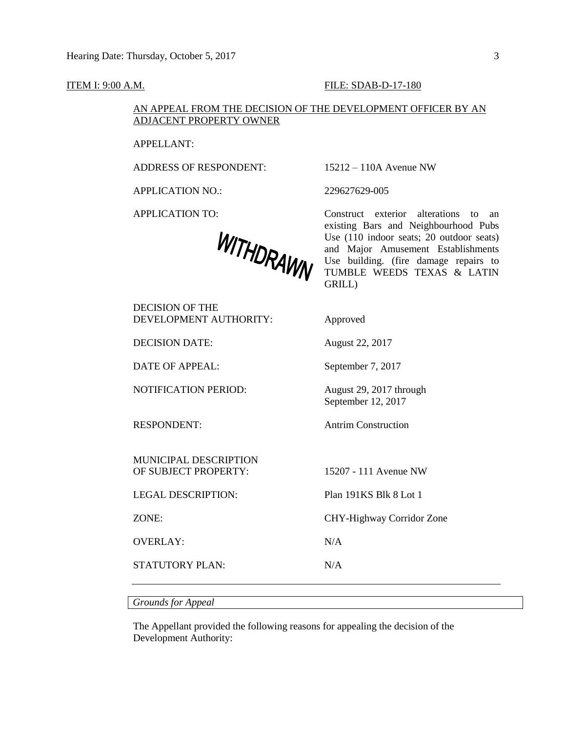ITEM I: 9:00 A.M. FILE: SDAB-D-17-180

AN APPEAL FROM THE DECISION OF THE DEVELOPMENT OFFICER BY AN ADJACENT PROPERTY OWNER

| | |
|---|---|
| APPELLANT: | |
| ADDRESS OF RESPONDENT: | 15212 – 110A Avenue NW |
| APPLICATION NO.: | 229627629-005 |
| APPLICATION TO: | Construct exterior alterations to an existing Bars and Neighbourhood Pubs Use (110 indoor seats; 20 outdoor seats) and Major Amusement Establishments Use building. (fire damage repairs to TUMBLE WEEDS TEXAS & LATIN GRILL) |
| DECISION OF THE DEVELOPMENT AUTHORITY: | Approved |
| DECISION DATE: | August 22, 2017 |
| DATE OF APPEAL: | September 7, 2017 |
| NOTIFICATION PERIOD: | August 29, 2017 through September 12, 2017 |
| RESPONDENT: | Antrim Construction |
| MUNICIPAL DESCRIPTION OF SUBJECT PROPERTY: | 15207 - 111 Avenue NW |
| LEGAL DESCRIPTION: | Plan 191KS Blk 8 Lot 1 |
| ZONE: | CHY-Highway Corridor Zone |
| OVERLAY: | N/A |
| STATUTORY PLAN: | N/A |

WITHDRAWN

---

*Grounds for Appeal*

The Appellant provided the following reasons for appealing the decision of the Development Authority: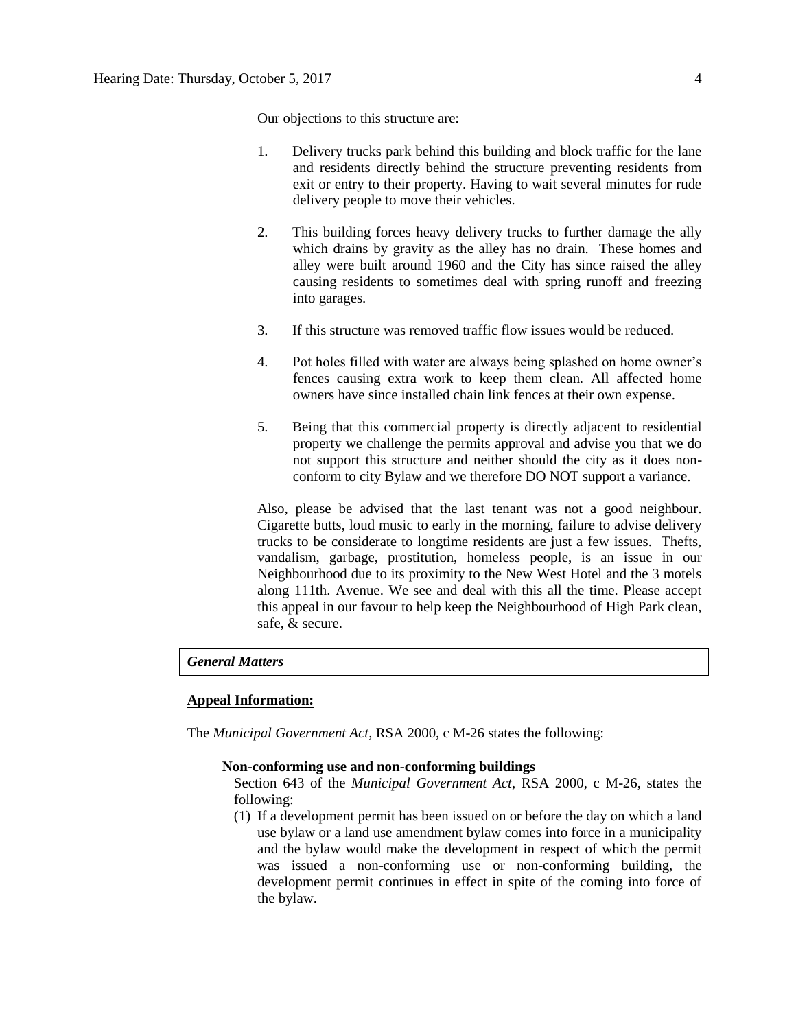Our objections to this structure are:

1. Delivery trucks park behind this building and block traffic for the lane and residents directly behind the structure preventing residents from exit or entry to their property. Having to wait several minutes for rude delivery people to move their vehicles.

2. This building forces heavy delivery trucks to further damage the ally which drains by gravity as the alley has no drain. These homes and alley were built around 1960 and the City has since raised the alley causing residents to sometimes deal with spring runoff and freezing into garages.

3. If this structure was removed traffic flow issues would be reduced.

4. Pot holes filled with water are always being splashed on home owner's fences causing extra work to keep them clean. All affected home owners have since installed chain link fences at their own expense.

5. Being that this commercial property is directly adjacent to residential property we challenge the permits approval and advise you that we do not support this structure and neither should the city as it does non-conform to city Bylaw and we therefore DO NOT support a variance.

Also, please be advised that the last tenant was not a good neighbour. Cigarette butts, loud music to early in the morning, failure to advise delivery trucks to be considerate to longtime residents are just a few issues. Thefts, vandalism, garbage, prostitution, homeless people, is an issue in our Neighbourhood due to its proximity to the New West Hotel and the 3 motels along 111th. Avenue. We see and deal with this all the time. Please accept this appeal in our favour to help keep the Neighbourhood of High Park clean, safe, & secure.

***General Matters***

**Appeal Information:**

The *Municipal Government Act*, RSA 2000, c M-26 states the following:

**Non-conforming use and non-conforming buildings**

Section 643 of the *Municipal Government Act*, RSA 2000, c M-26, states the following:

(1) If a development permit has been issued on or before the day on which a land use bylaw or a land use amendment bylaw comes into force in a municipality and the bylaw would make the development in respect of which the permit was issued a non-conforming use or non-conforming building, the development permit continues in effect in spite of the coming into force of the bylaw.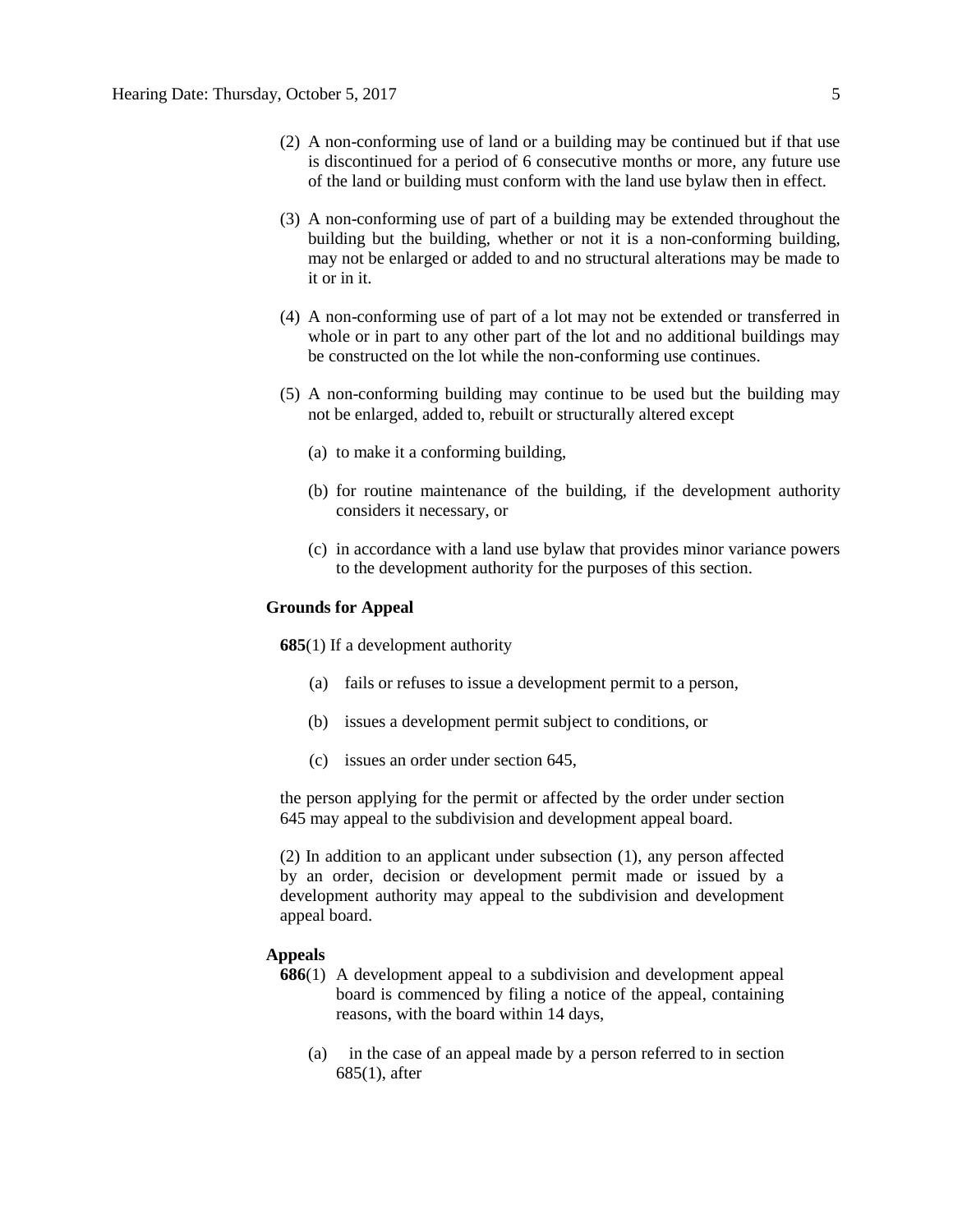(2) A non-conforming use of land or a building may be continued but if that use is discontinued for a period of 6 consecutive months or more, any future use of the land or building must conform with the land use bylaw then in effect.

(3) A non-conforming use of part of a building may be extended throughout the building but the building, whether or not it is a non-conforming building, may not be enlarged or added to and no structural alterations may be made to it or in it.

(4) A non-conforming use of part of a lot may not be extended or transferred in whole or in part to any other part of the lot and no additional buildings may be constructed on the lot while the non-conforming use continues.

(5) A non-conforming building may continue to be used but the building may not be enlarged, added to, rebuilt or structurally altered except

(a) to make it a conforming building,

(b) for routine maintenance of the building, if the development authority considers it necessary, or

(c) in accordance with a land use bylaw that provides minor variance powers to the development authority for the purposes of this section.

**Grounds for Appeal**

**685**(1) If a development authority

(a) fails or refuses to issue a development permit to a person,

(b) issues a development permit subject to conditions, or

(c) issues an order under section 645,

the person applying for the permit or affected by the order under section 645 may appeal to the subdivision and development appeal board.

(2) In addition to an applicant under subsection (1), any person affected by an order, decision or development permit made or issued by a development authority may appeal to the subdivision and development appeal board.

**Appeals**

**686**(1) A development appeal to a subdivision and development appeal board is commenced by filing a notice of the appeal, containing reasons, with the board within 14 days,

(a) in the case of an appeal made by a person referred to in section 685(1), after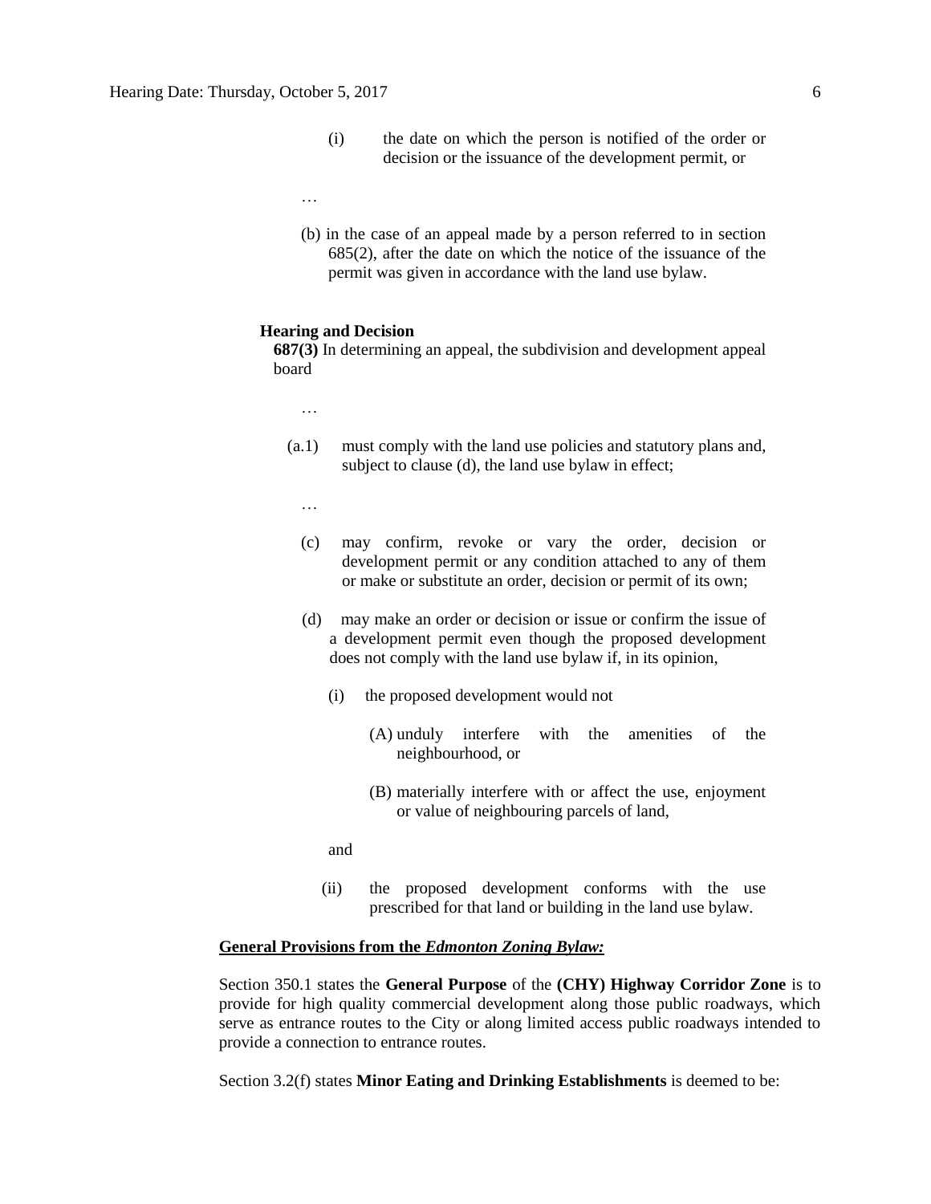(i) the date on which the person is notified of the order or decision or the issuance of the development permit, or

…

(b) in the case of an appeal made by a person referred to in section 685(2), after the date on which the notice of the issuance of the permit was given in accordance with the land use bylaw.

**Hearing and Decision**

**687(3)** In determining an appeal, the subdivision and development appeal board

…

(a.1) must comply with the land use policies and statutory plans and, subject to clause (d), the land use bylaw in effect;

…

(c) may confirm, revoke or vary the order, decision or development permit or any condition attached to any of them or make or substitute an order, decision or permit of its own;

(d) may make an order or decision or issue or confirm the issue of a development permit even though the proposed development does not comply with the land use bylaw if, in its opinion,

(i) the proposed development would not

(A) unduly interfere with the amenities of the neighbourhood, or

(B) materially interfere with or affect the use, enjoyment or value of neighbouring parcels of land,

and

(ii) the proposed development conforms with the use prescribed for that land or building in the land use bylaw.

**<u>General Provisions from the *Edmonton Zoning Bylaw:*</u>**

Section 350.1 states the **General Purpose** of the **(CHY) Highway Corridor Zone** is to provide for high quality commercial development along those public roadways, which serve as entrance routes to the City or along limited access public roadways intended to provide a connection to entrance routes.

Section 3.2(f) states **Minor Eating and Drinking Establishments** is deemed to be: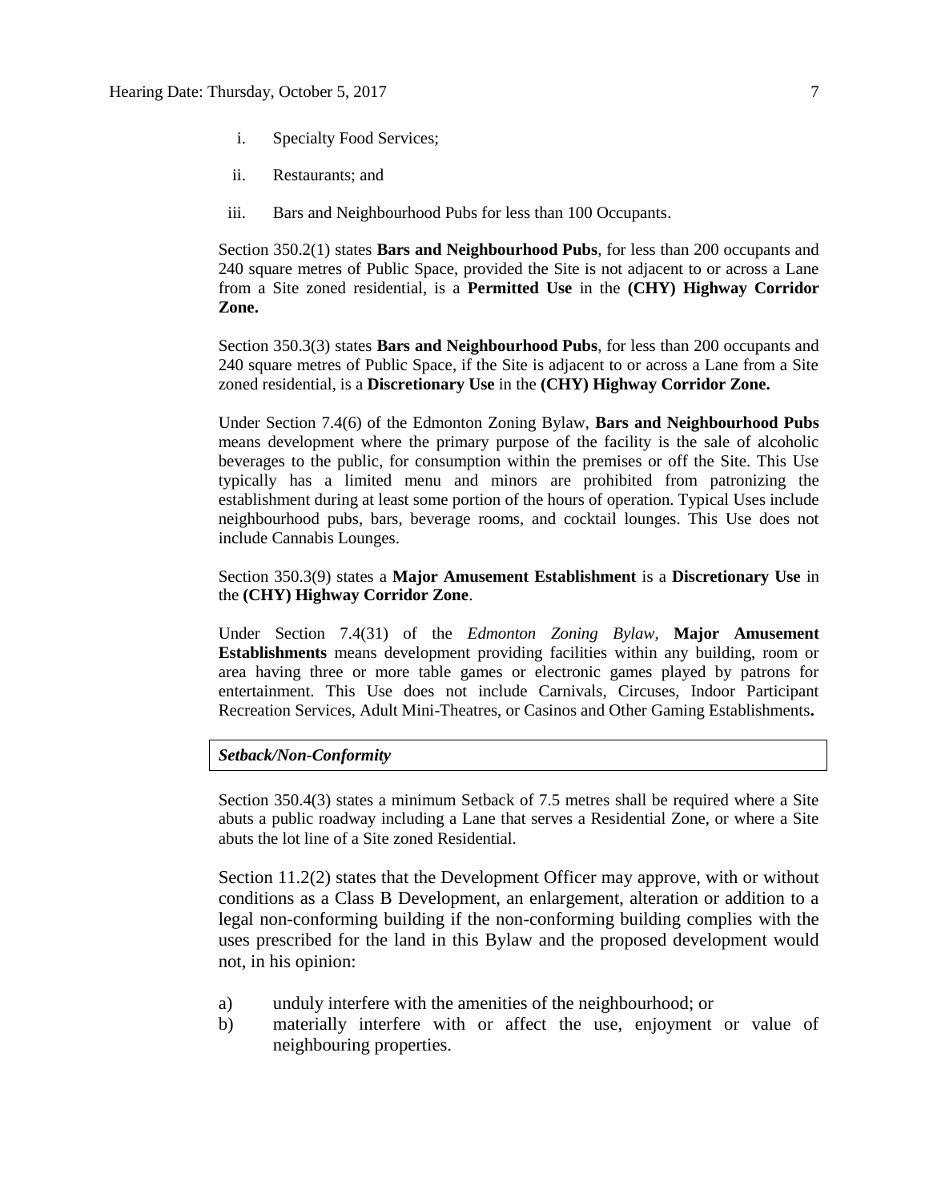i. Specialty Food Services;

ii. Restaurants; and

iii. Bars and Neighbourhood Pubs for less than 100 Occupants.

Section 350.2(1) states **Bars and Neighbourhood Pubs**, for less than 200 occupants and 240 square metres of Public Space, provided the Site is not adjacent to or across a Lane from a Site zoned residential, is a **Permitted Use** in the **(CHY) Highway Corridor Zone.**

Section 350.3(3) states **Bars and Neighbourhood Pubs**, for less than 200 occupants and 240 square metres of Public Space, if the Site is adjacent to or across a Lane from a Site zoned residential, is a **Discretionary Use** in the **(CHY) Highway Corridor Zone.**

Under Section 7.4(6) of the Edmonton Zoning Bylaw, **Bars and Neighbourhood Pubs** means development where the primary purpose of the facility is the sale of alcoholic beverages to the public, for consumption within the premises or off the Site. This Use typically has a limited menu and minors are prohibited from patronizing the establishment during at least some portion of the hours of operation. Typical Uses include neighbourhood pubs, bars, beverage rooms, and cocktail lounges. This Use does not include Cannabis Lounges.

Section 350.3(9) states a **Major Amusement Establishment** is a **Discretionary Use** in the **(CHY) Highway Corridor Zone**.

Under Section 7.4(31) of the *Edmonton Zoning Bylaw*, **Major Amusement Establishments** means development providing facilities within any building, room or area having three or more table games or electronic games played by patrons for entertainment. This Use does not include Carnivals, Circuses, Indoor Participant Recreation Services, Adult Mini-Theatres, or Casinos and Other Gaming Establishments**.**

***Setback/Non-Conformity***

Section 350.4(3) states a minimum Setback of 7.5 metres shall be required where a Site abuts a public roadway including a Lane that serves a Residential Zone, or where a Site abuts the lot line of a Site zoned Residential.

Section 11.2(2) states that the Development Officer may approve, with or without conditions as a Class B Development, an enlargement, alteration or addition to a legal non-conforming building if the non-conforming building complies with the uses prescribed for the land in this Bylaw and the proposed development would not, in his opinion:

a) unduly interfere with the amenities of the neighbourhood; or
b) materially interfere with or affect the use, enjoyment or value of neighbouring properties.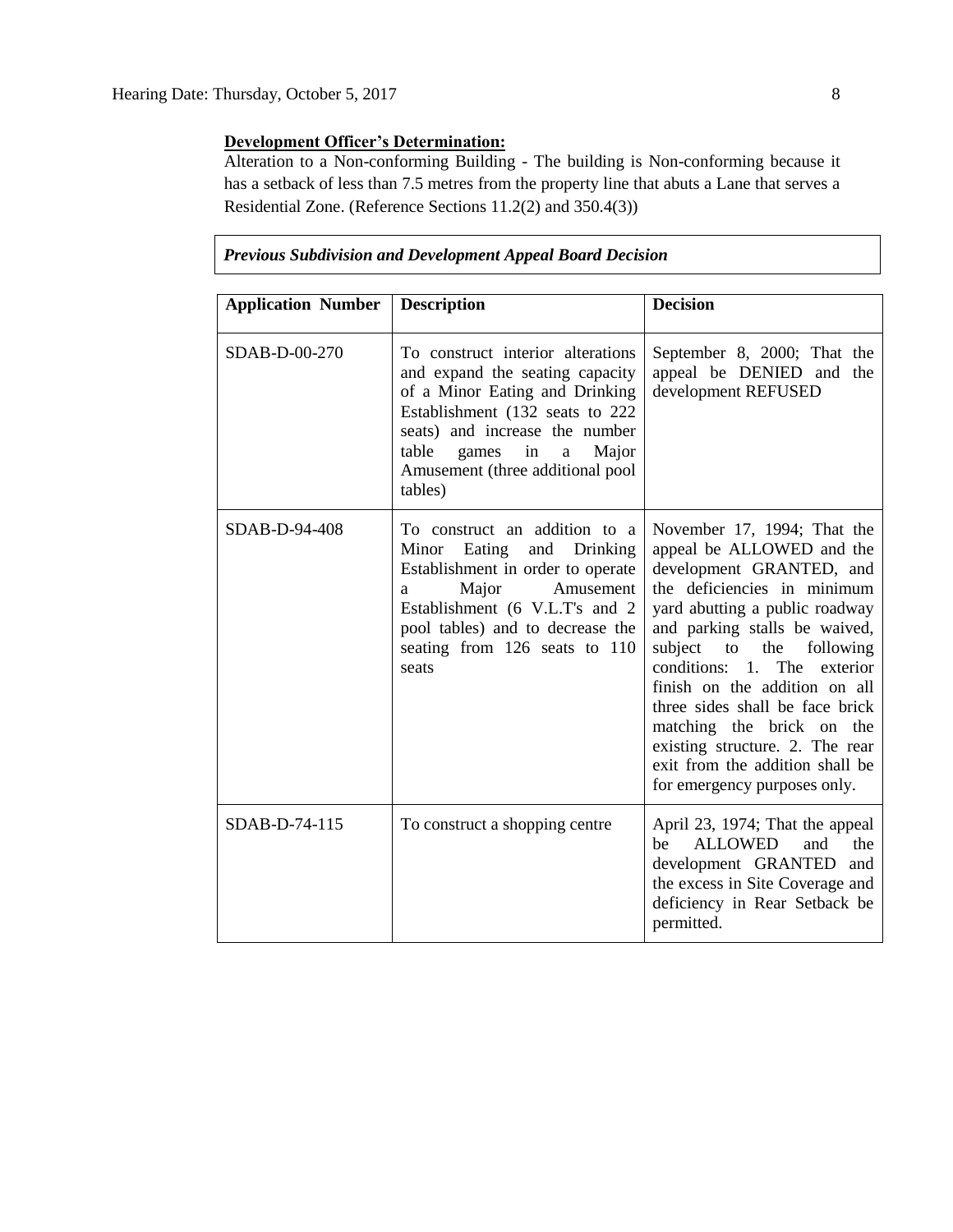**Development Officer's Determination:**

Alteration to a Non-conforming Building - The building is Non-conforming because it has a setback of less than 7.5 metres from the property line that abuts a Lane that serves a Residential Zone. (Reference Sections 11.2(2) and 350.4(3))

***Previous Subdivision and Development Appeal Board Decision***

| Application Number | Description | Decision |
| --- | --- | --- |
| SDAB-D-00-270 | To construct interior alterations and expand the seating capacity of a Minor Eating and Drinking Establishment (132 seats to 222 seats) and increase the number table games in a Major Amusement (three additional pool tables) | September 8, 2000; That the appeal be DENIED and the development REFUSED |
| SDAB-D-94-408 | To construct an addition to a Minor Eating and Drinking Establishment in order to operate a Major Amusement Establishment (6 V.L.T's and 2 pool tables) and to decrease the seating from 126 seats to 110 seats | November 17, 1994; That the appeal be ALLOWED and the development GRANTED, and the deficiencies in minimum yard abutting a public roadway and parking stalls be waived, subject to the following conditions: 1. The exterior finish on the addition on all three sides shall be face brick matching the brick on the existing structure. 2. The rear exit from the addition shall be for emergency purposes only. |
| SDAB-D-74-115 | To construct a shopping centre | April 23, 1974; That the appeal be ALLOWED and the development GRANTED and the excess in Site Coverage and deficiency in Rear Setback be permitted. |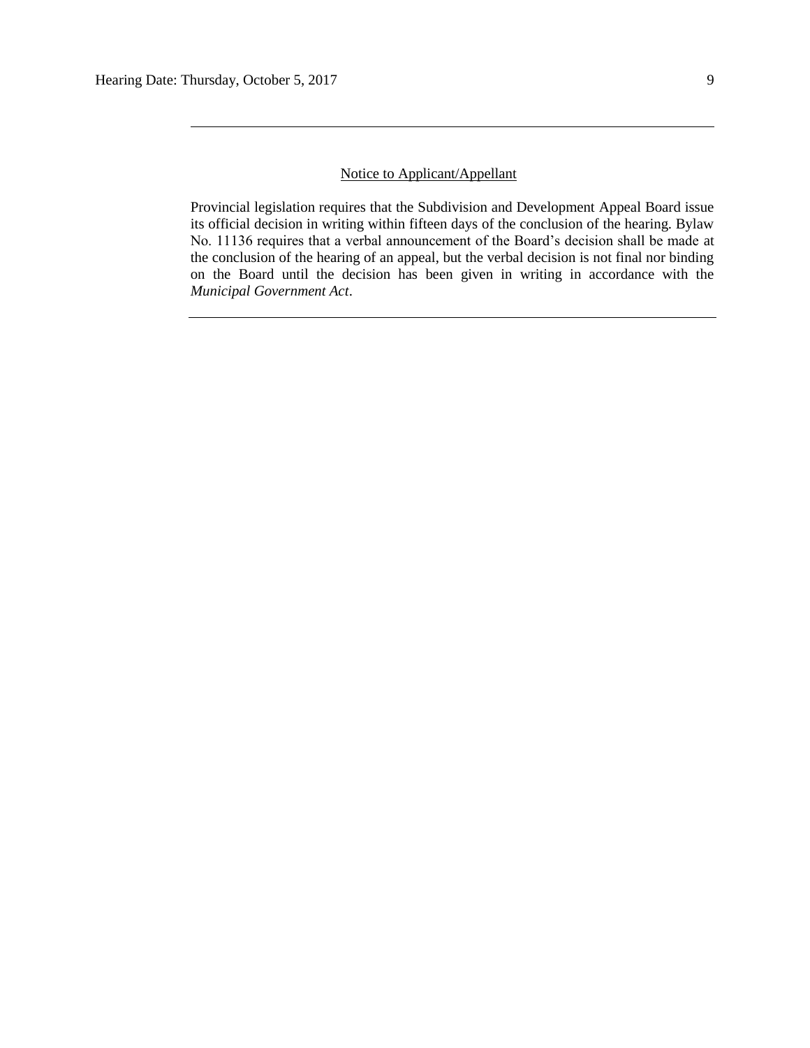---

Notice to Applicant/Appellant

Provincial legislation requires that the Subdivision and Development Appeal Board issue its official decision in writing within fifteen days of the conclusion of the hearing. Bylaw No. 11136 requires that a verbal announcement of the Board's decision shall be made at the conclusion of the hearing of an appeal, but the verbal decision is not final nor binding on the Board until the decision has been given in writing in accordance with the *Municipal Government Act*.

---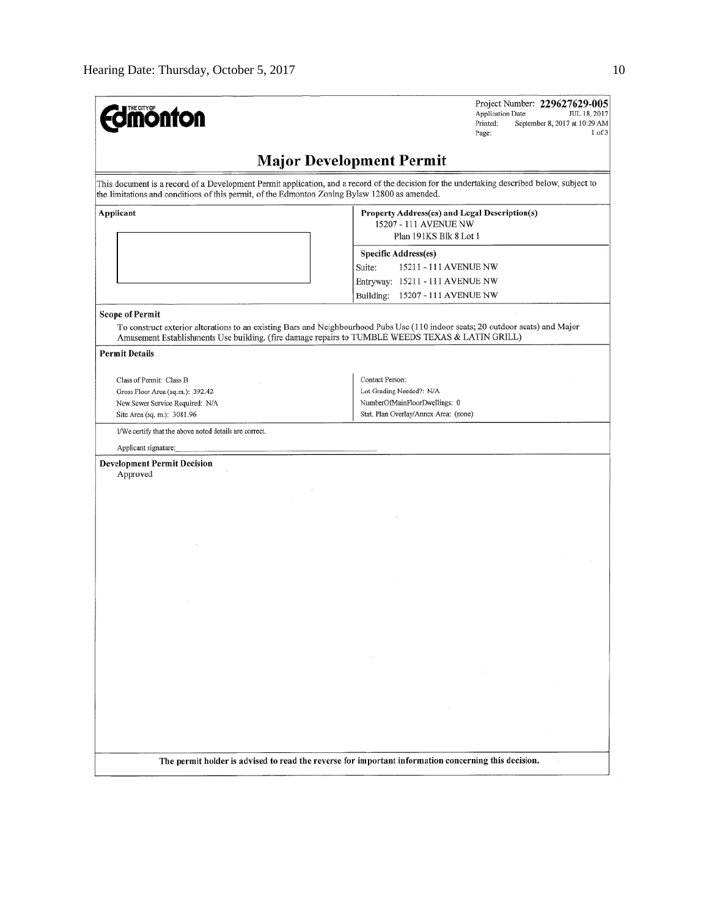THE CITY OF **Edmonton**

Project Number: **229627629-005**
Application Date: JUL 18, 2017
Printed: September 8, 2017 at 10:29 AM
Page: 1 of 3

# Major Development Permit

This document is a record of a Development Permit application, and a record of the decision for the undertaking described below, subject to the limitations and conditions of this permit, of the Edmonton Zoning Bylaw 12800 as amended.

| Applicant | Property Address(es) and Legal Description(s) |
|---|---|
| | 15207 - 111 AVENUE NW<br>Plan 191KS Blk 8 Lot 1 |
| | **Specific Address(es)**<br>Suite: 15211 - 111 AVENUE NW<br>Entryway: 15211 - 111 AVENUE NW<br>Building: 15207 - 111 AVENUE NW |

**Scope of Permit**

To construct exterior alterations to an existing Bars and Neighbourhood Pubs Use (110 indoor seats; 20 outdoor seats) and Major Amusement Establishments Use building. (fire damage repairs to TUMBLE WEEDS TEXAS & LATIN GRILL)

**Permit Details**

| | |
|---|---|
| Class of Permit: Class B | Contact Person: |
| Gross Floor Area (sq.m.): 392.42 | Lot Grading Needed?: N/A |
| New Sewer Service Required: N/A | NumberOfMainFloorDwellings: 0 |
| Site Area (sq. m.): 3081.96 | Stat. Plan Overlay/Annex Area: (none) |

I/We certify that the above noted details are correct.

Applicant signature: ____________________

**Development Permit Decision**

Approved

**The permit holder is advised to read the reverse for important information concerning this decision.**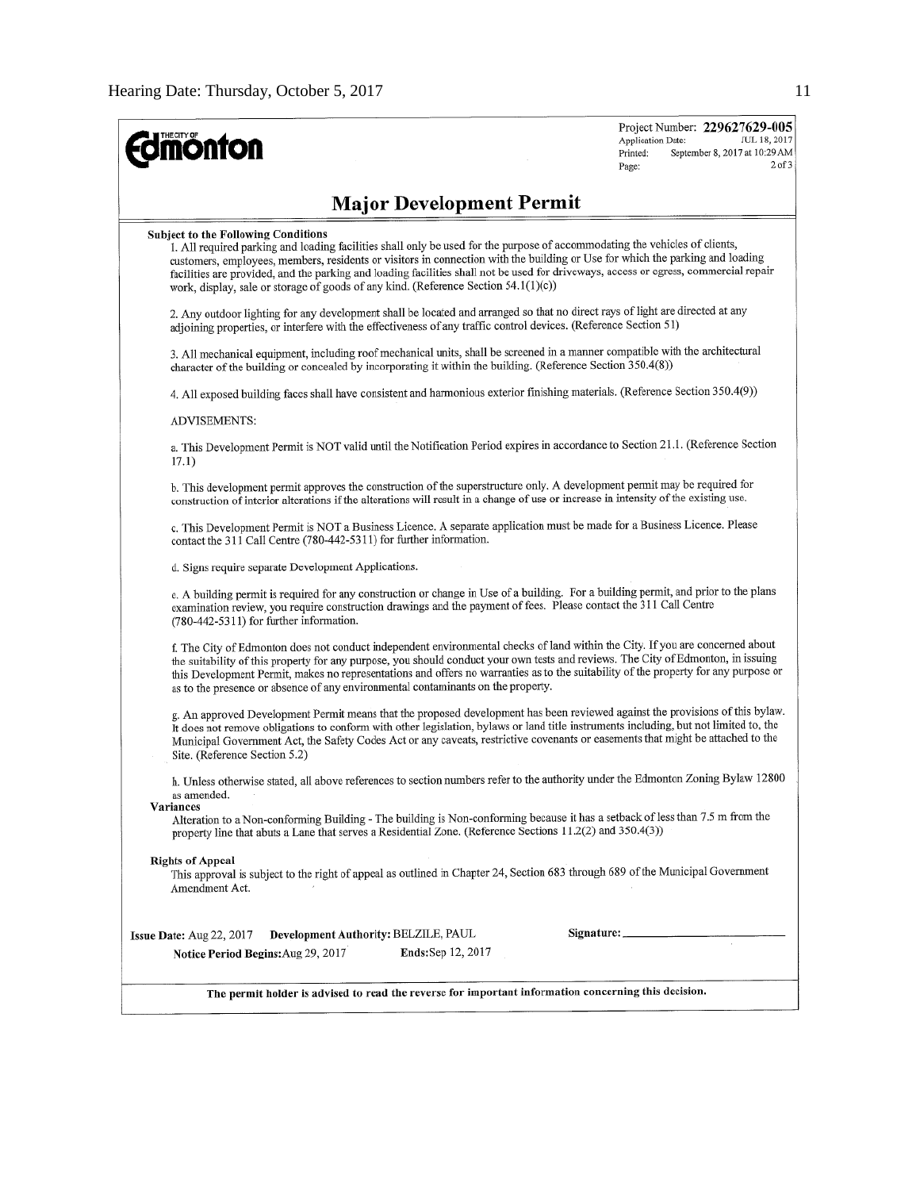**Edmonton** (THE CITY OF)

Project Number: **229627629-005**
Application Date: JUL 18, 2017
Printed: September 8, 2017 at 10:29 AM
Page: 2 of 3

## Major Development Permit

**Subject to the Following Conditions**

1. All required parking and loading facilities shall only be used for the purpose of accommodating the vehicles of clients, customers, employees, members, residents or visitors in connection with the building or Use for which the parking and loading facilities are provided, and the parking and loading facilities shall not be used for driveways, access or egress, commercial repair work, display, sale or storage of goods of any kind. (Reference Section 54.1(1)(c))

2. Any outdoor lighting for any development shall be located and arranged so that no direct rays of light are directed at any adjoining properties, or interfere with the effectiveness of any traffic control devices. (Reference Section 51)

3. All mechanical equipment, including roof mechanical units, shall be screened in a manner compatible with the architectural character of the building or concealed by incorporating it within the building. (Reference Section 350.4(8))

4. All exposed building faces shall have consistent and harmonious exterior finishing materials. (Reference Section 350.4(9))

ADVISEMENTS:

a. This Development Permit is NOT valid until the Notification Period expires in accordance to Section 21.1. (Reference Section 17.1)

b. This development permit approves the construction of the superstructure only. A development permit may be required for construction of interior alterations if the alterations will result in a change of use or increase in intensity of the existing use.

c. This Development Permit is NOT a Business Licence. A separate application must be made for a Business Licence. Please contact the 311 Call Centre (780-442-5311) for further information.

d. Signs require separate Development Applications.

e. A building permit is required for any construction or change in Use of a building. For a building permit, and prior to the plans examination review, you require construction drawings and the payment of fees. Please contact the 311 Call Centre (780-442-5311) for further information.

f. The City of Edmonton does not conduct independent environmental checks of land within the City. If you are concerned about the suitability of this property for any purpose, you should conduct your own tests and reviews. The City of Edmonton, in issuing this Development Permit, makes no representations and offers no warranties as to the suitability of the property for any purpose or as to the presence or absence of any environmental contaminants on the property.

g. An approved Development Permit means that the proposed development has been reviewed against the provisions of this bylaw. It does not remove obligations to conform with other legislation, bylaws or land title instruments including, but not limited to, the Municipal Government Act, the Safety Codes Act or any caveats, restrictive covenants or easements that might be attached to the Site. (Reference Section 5.2)

h. Unless otherwise stated, all above references to section numbers refer to the authority under the Edmonton Zoning Bylaw 12800 as amended.

**Variances**

Alteration to a Non-conforming Building - The building is Non-conforming because it has a setback of less than 7.5 m from the property line that abuts a Lane that serves a Residential Zone. (Reference Sections 11.2(2) and 350.4(3))

**Rights of Appeal**

This approval is subject to the right of appeal as outlined in Chapter 24, Section 683 through 689 of the Municipal Government Amendment Act.

**Issue Date:** Aug 22, 2017 **Development Authority:** BELZILE, PAUL **Signature:** ____________________

**Notice Period Begins:** Aug 29, 2017 **Ends:** Sep 12, 2017

**The permit holder is advised to read the reverse for important information concerning this decision.**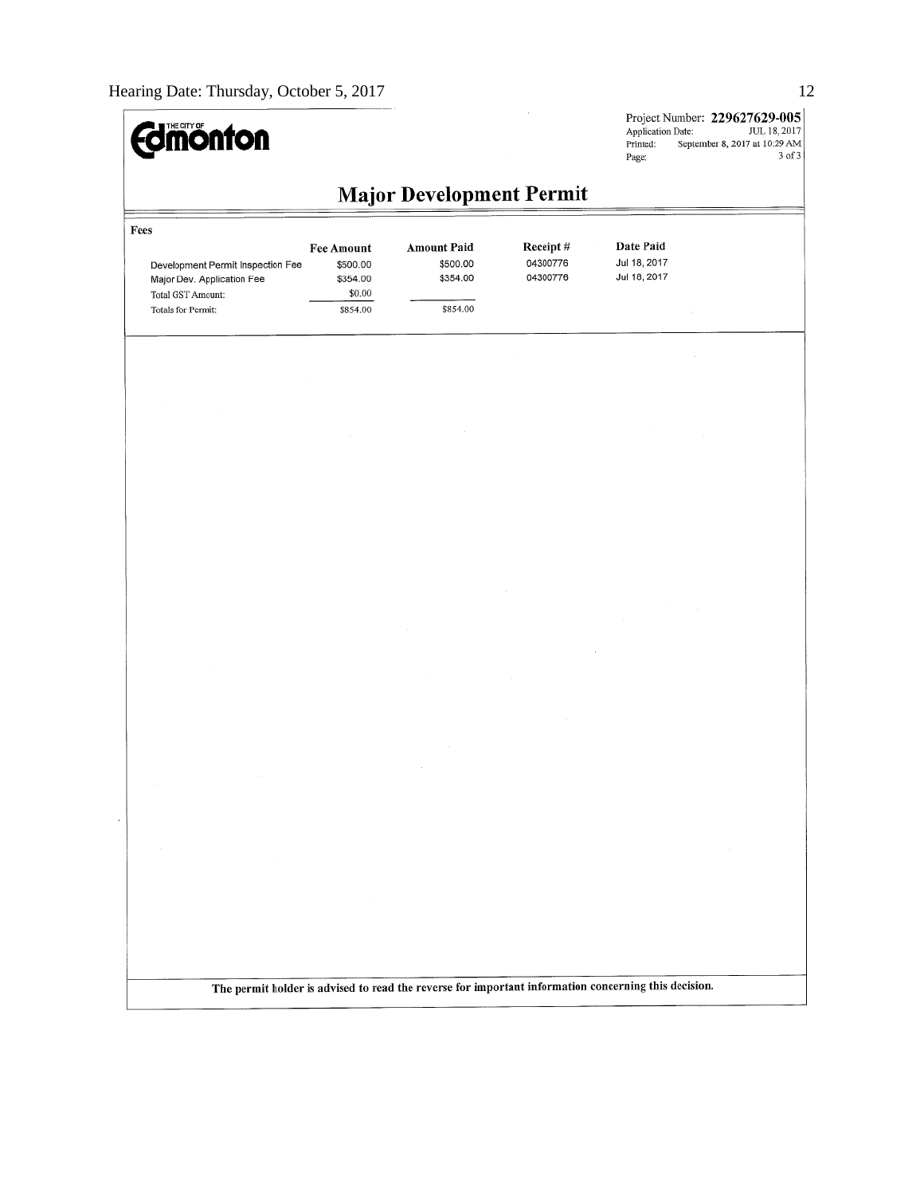THE CITY OF Edmonton

Project Number: **229627629-005**
Application Date: JUL 18, 2017
Printed: September 8, 2017 at 10:29 AM
Page: 3 of 3

# Major Development Permit

**Fees**

| | Fee Amount | Amount Paid | Receipt # | Date Paid |
|---|---|---|---|---|
| Development Permit Inspection Fee | $500.00 | $500.00 | 04300776 | Jul 18, 2017 |
| Major Dev. Application Fee | $354.00 | $354.00 | 04300776 | Jul 18, 2017 |
| Total GST Amount: | $0.00 | | | |
| Totals for Permit: | $854.00 | $854.00 | | |

**The permit holder is advised to read the reverse for important information concerning this decision.**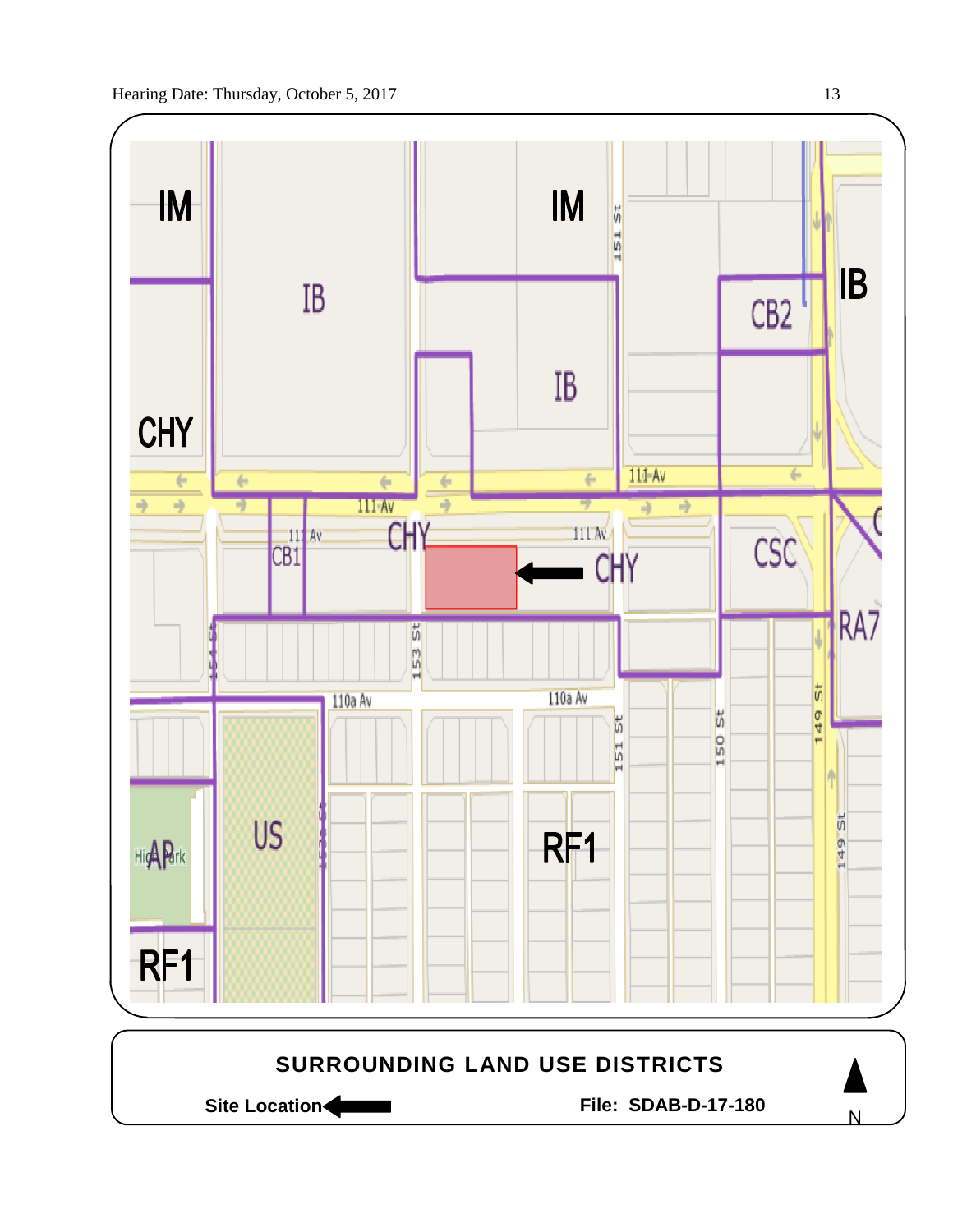IM

IM

IB

IB

CB2

IB

CHY

111 Av

111 Av

111 Av

CB1

CHY

111 Av

CHY

CSC

RA7

151 St

154 St

153 St

110a Av

110a Av

151 St

150 St

149 St

149 St

153a St

US

AP

High Park

RF1

RF1

**SURROUNDING LAND USE DISTRICTS**

**Site Location** ⬅ **File: SDAB-D-17-180**

N